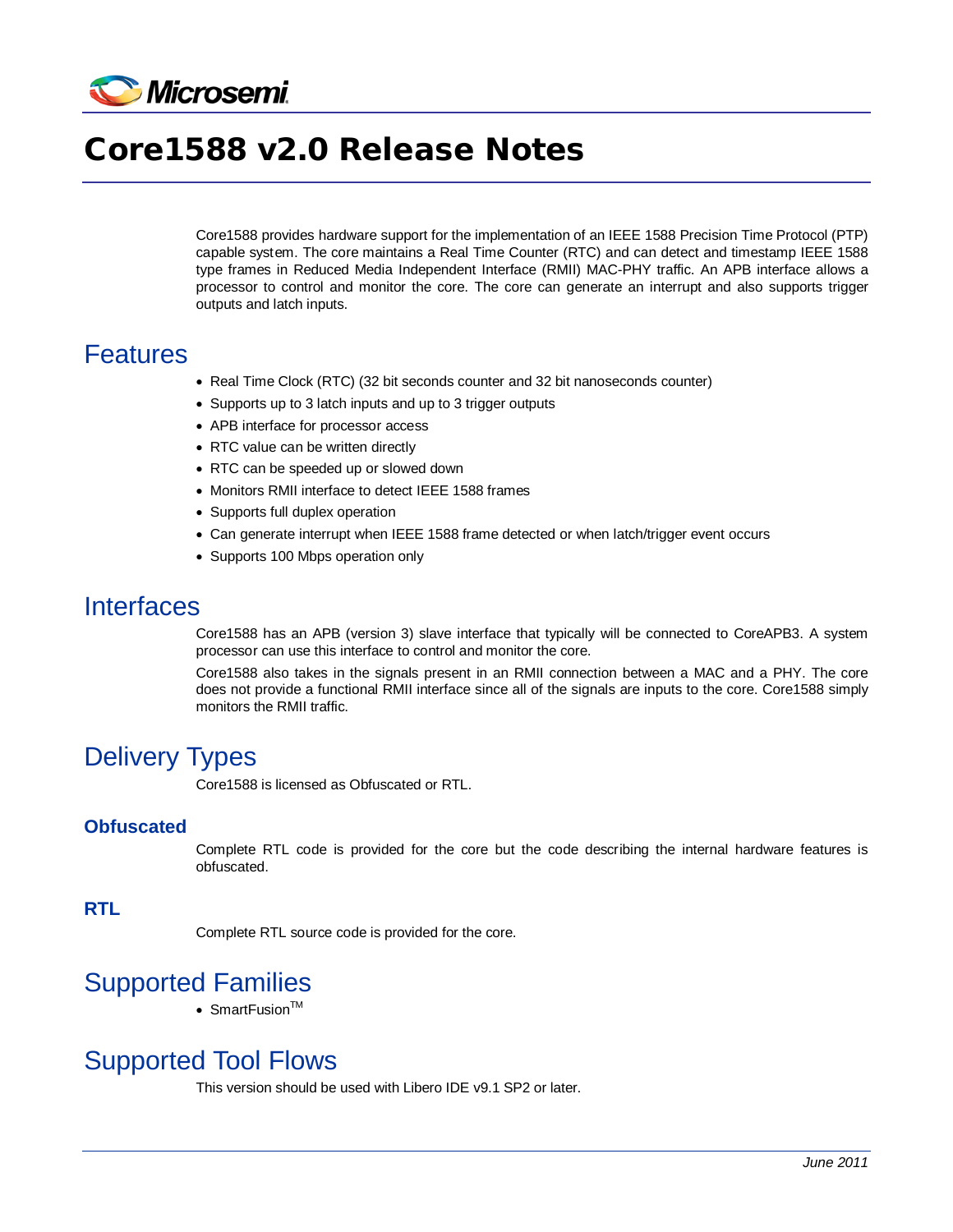# Core1588 v2.0 Release Notes

Core1588 provides hardware support for the implementation of an IEEE 1588 Precision Time Protocol (PTP) capable system. The core maintains a Real Time Counter (RTC) and can detect and timestamp IEEE 1588 type frames in Reduced Media Independent Interface (RMII) MAC-PHY traffic. An APB interface allows a processor to control and monitor the core. The core can generate an interrupt and also supports trigger outputs and latch inputs.

## Features

- Real Time Clock (RTC) (32 bit seconds counter and 32 bit nanoseconds counter)
- Supports up to 3 latch inputs and up to 3 trigger outputs
- APB interface for processor access
- RTC value can be written directly
- RTC can be speeded up or slowed down
- Monitors RMII interface to detect IEEE 1588 frames
- Supports full duplex operation
- Can generate interrupt when IEEE 1588 frame detected or when latch/trigger event occurs
- Supports 100 Mbps operation only

## Interfaces

Core1588 has an APB (version 3) slave interface that typically will be connected to CoreAPB3. A system processor can use this interface to control and monitor the core.

Core1588 also takes in the signals present in an RMII connection between a MAC and a PHY. The core does not provide a functional RMII interface since all of the signals are inputs to the core. Core1588 simply monitors the RMII traffic.

## Delivery Types

Core1588 is licensed as Obfuscated or RTL.

### Obfuscated

Complete RTL code is provided for the core but the code describing the internal hardware features is obfuscated.

### RTL

Complete RTL source code is provided for the core.

## Supported Families

- SmartFusion™

## Supported Tool Flows

This version should be used with Libero IDE v9.1 SP2 or later.

*June 2011*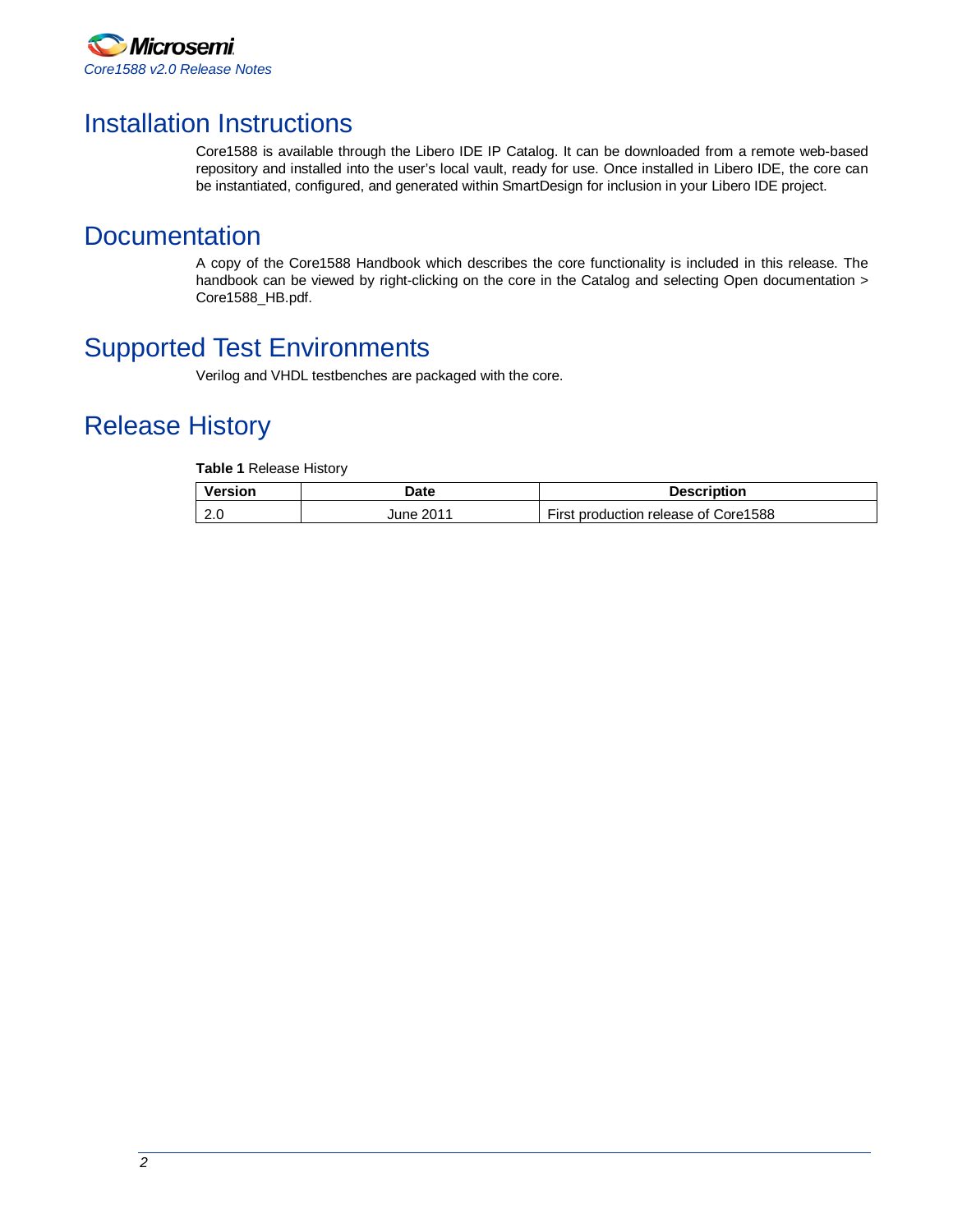# Installation Instructions

Core1588 is available through the Libero IDE IP Catalog. It can be downloaded from a remote web-based repository and installed into the user's local vault, ready for use. Once installed in Libero IDE, the core can be instantiated, configured, and generated within SmartDesign for inclusion in your Libero IDE project.

# Documentation

A copy of the Core1588 Handbook which describes the core functionality is included in this release. The handbook can be viewed by right-clicking on the core in the Catalog and selecting Open documentation > Core1588_HB.pdf.

# Supported Test Environments

Verilog and VHDL testbenches are packaged with the core.

# Release History

**Table 1** Release History

| Version | Date | Description |
|---|---|---|
| 2.0 | June 2011 | First production release of Core1588 |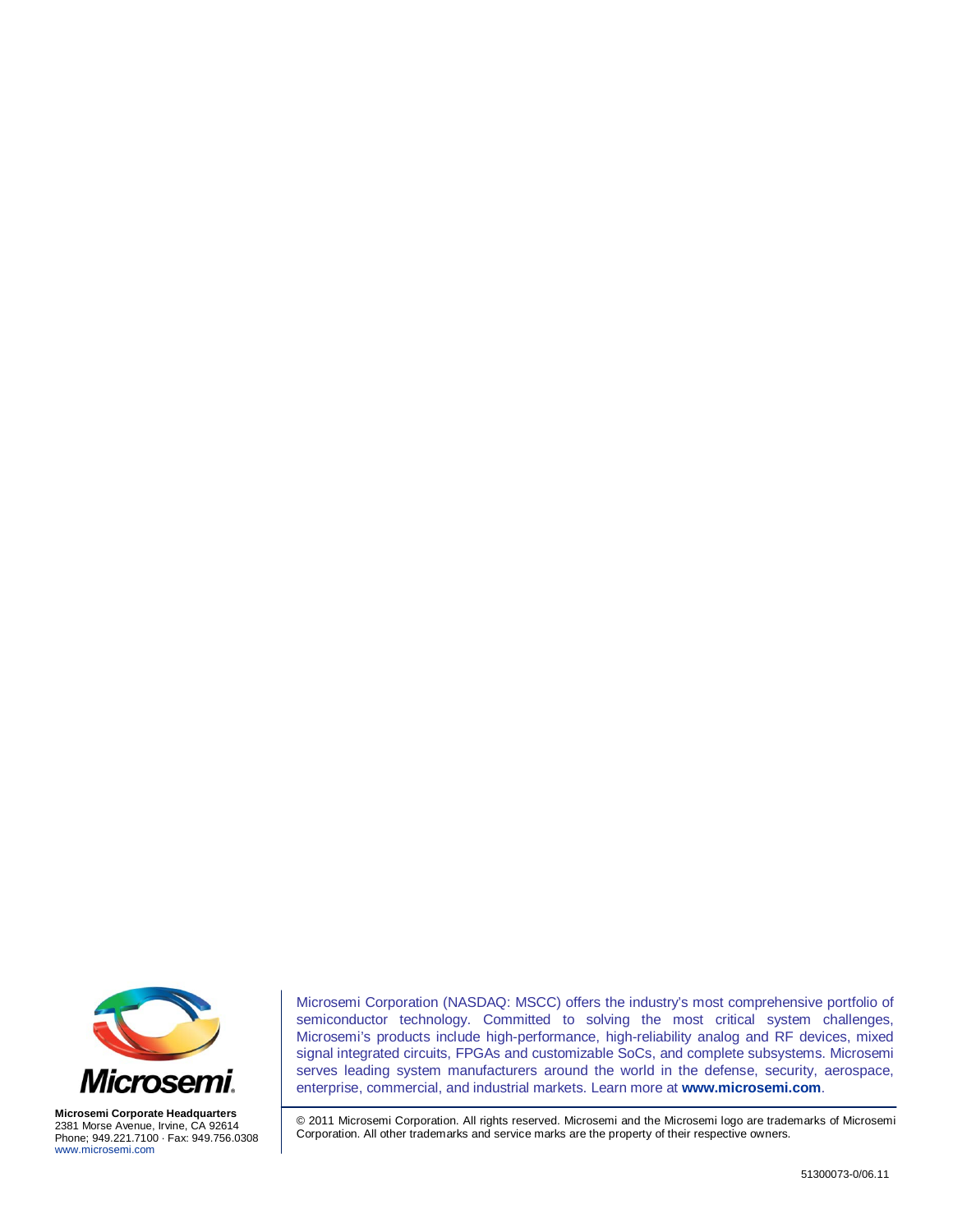**Microsemi Corporate Headquarters**
2381 Morse Avenue, Irvine, CA 92614
Phone; 949.221.7100 · Fax: 949.756.0308
www.microsemi.com

Microsemi Corporation (NASDAQ: MSCC) offers the industry's most comprehensive portfolio of semiconductor technology. Committed to solving the most critical system challenges, Microsemi's products include high-performance, high-reliability analog and RF devices, mixed signal integrated circuits, FPGAs and customizable SoCs, and complete subsystems. Microsemi serves leading system manufacturers around the world in the defense, security, aerospace, enterprise, commercial, and industrial markets. Learn more at **www.microsemi.com**.

© 2011 Microsemi Corporation. All rights reserved. Microsemi and the Microsemi logo are trademarks of Microsemi Corporation. All other trademarks and service marks are the property of their respective owners.

51300073-0/06.11